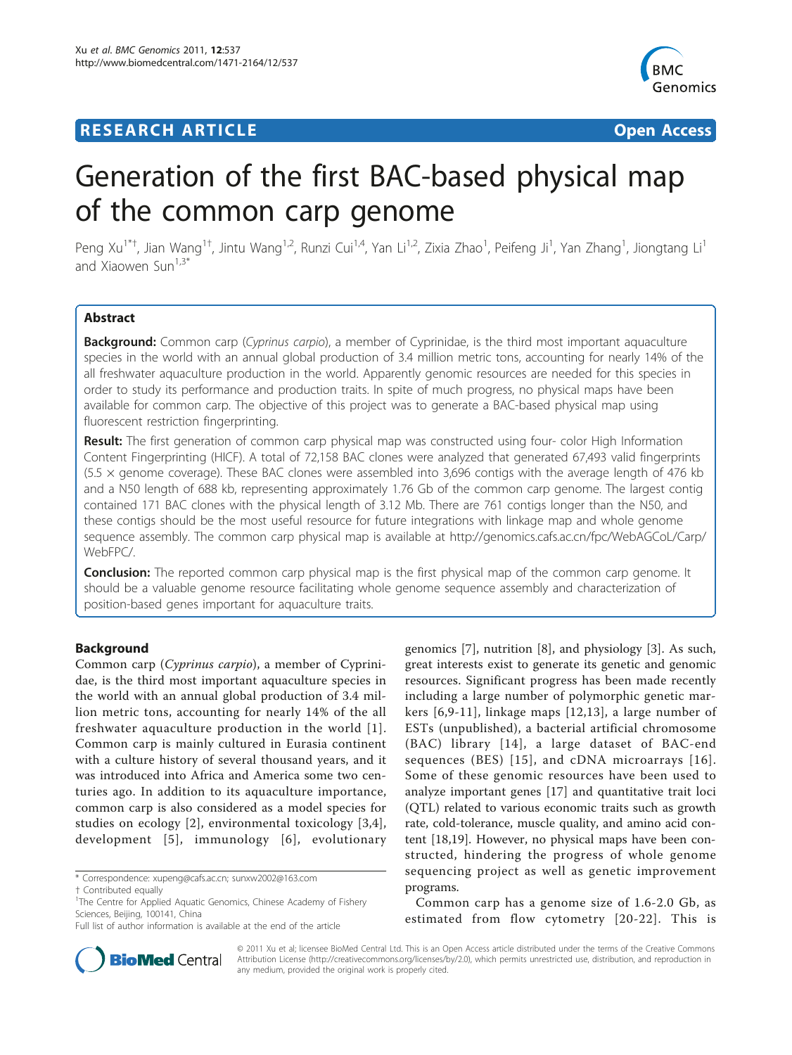# Generation of the first BAC-based physical map of the common carp genome

Peng Xu[1*†], Jian Wang[1†], Jintu Wang[1,2], Runzi Cui[1,4], Yan Li[1,2], Zixia Zhao[1], Peifeng Ji[1], Yan Zhang[1], Jiongtang Li[1] and Xiaowen Sun[1,3*]

## Abstract

**Background:** Common carp (*Cyprinus carpio*), a member of Cyprinidae, is the third most important aquaculture species in the world with an annual global production of 3.4 million metric tons, accounting for nearly 14% of the all freshwater aquaculture production in the world. Apparently genomic resources are needed for this species in order to study its performance and production traits. In spite of much progress, no physical maps have been available for common carp. The objective of this project was to generate a BAC-based physical map using fluorescent restriction fingerprinting.

**Result:** The first generation of common carp physical map was constructed using four- color High Information Content Fingerprinting (HICF). A total of 72,158 BAC clones were analyzed that generated 67,493 valid fingerprints (5.5 × genome coverage). These BAC clones were assembled into 3,696 contigs with the average length of 476 kb and a N50 length of 688 kb, representing approximately 1.76 Gb of the common carp genome. The largest contig contained 171 BAC clones with the physical length of 3.12 Mb. There are 761 contigs longer than the N50, and these contigs should be the most useful resource for future integrations with linkage map and whole genome sequence assembly. The common carp physical map is available at http://genomics.cafs.ac.cn/fpc/WebAGCoL/Carp/WebFPC/.

**Conclusion:** The reported common carp physical map is the first physical map of the common carp genome. It should be a valuable genome resource facilitating whole genome sequence assembly and characterization of position-based genes important for aquaculture traits.

## Background

Common carp (*Cyprinus carpio*), a member of Cyprinidae, is the third most important aquaculture species in the world with an annual global production of 3.4 million metric tons, accounting for nearly 14% of the all freshwater aquaculture production in the world [1]. Common carp is mainly cultured in Eurasia continent with a culture history of several thousand years, and it was introduced into Africa and America some two centuries ago. In addition to its aquaculture importance, common carp is also considered as a model species for studies on ecology [2], environmental toxicology [3,4], development [5], immunology [6], evolutionary genomics [7], nutrition [8], and physiology [3]. As such, great interests exist to generate its genetic and genomic resources. Significant progress has been made recently including a large number of polymorphic genetic markers [6,9-11], linkage maps [12,13], a large number of ESTs (unpublished), a bacterial artificial chromosome (BAC) library [14], a large dataset of BAC-end sequences (BES) [15], and cDNA microarrays [16]. Some of these genomic resources have been used to analyze important genes [17] and quantitative trait loci (QTL) related to various economic traits such as growth rate, cold-tolerance, muscle quality, and amino acid content [18,19]. However, no physical maps have been constructed, hindering the progress of whole genome sequencing project as well as genetic improvement programs.

Common carp has a genome size of 1.6-2.0 Gb, as estimated from flow cytometry [20-22]. This is

* Correspondence: xupeng@cafs.ac.cn; sunxw2002@163.com
† Contributed equally
[1]The Centre for Applied Aquatic Genomics, Chinese Academy of Fishery Sciences, Beijing, 100141, China
Full list of author information is available at the end of the article

© 2011 Xu et al; licensee BioMed Central Ltd. This is an Open Access article distributed under the terms of the Creative Commons Attribution License (http://creativecommons.org/licenses/by/2.0), which permits unrestricted use, distribution, and reproduction in any medium, provided the original work is properly cited.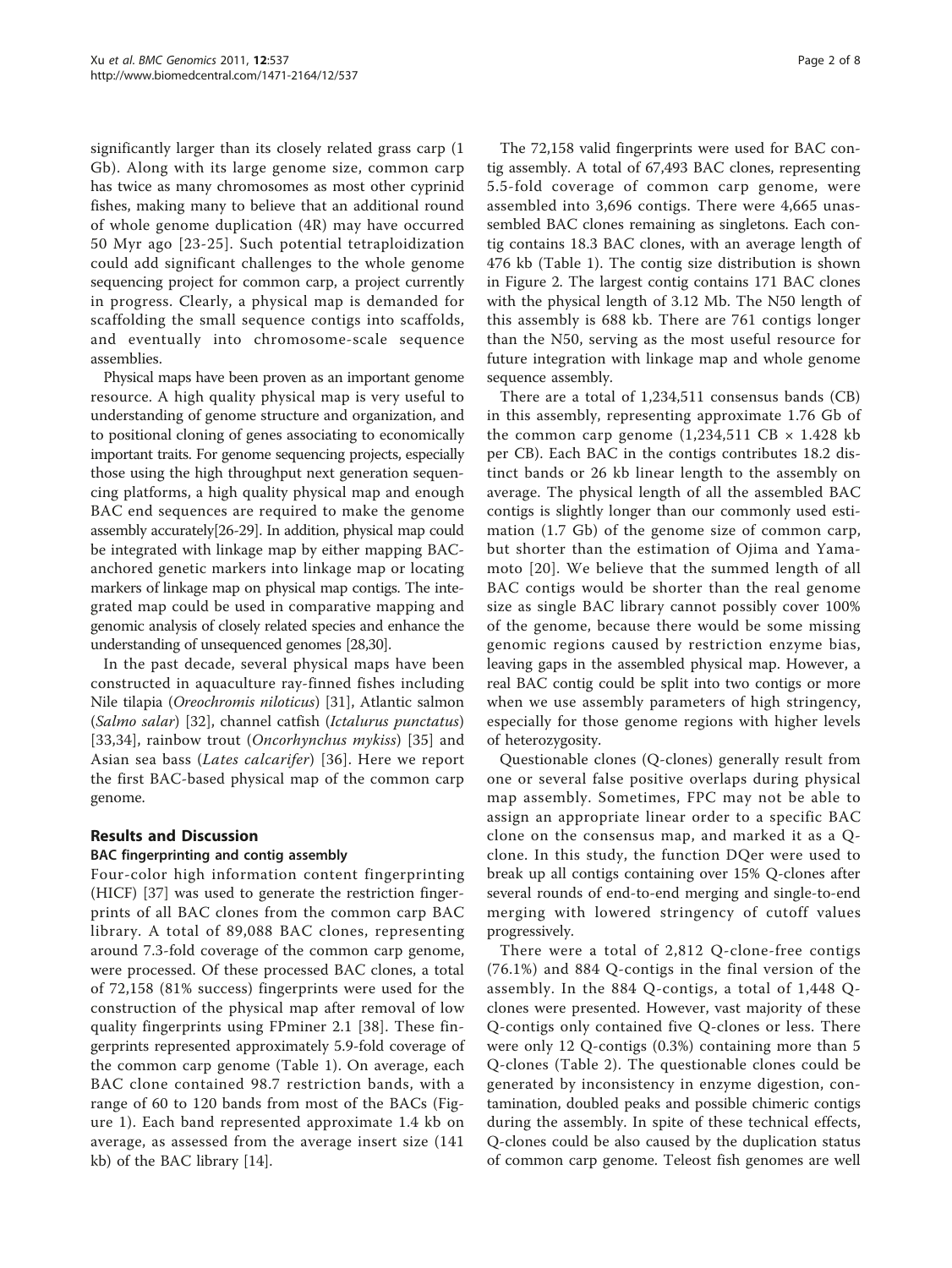significantly larger than its closely related grass carp (1 Gb). Along with its large genome size, common carp has twice as many chromosomes as most other cyprinid fishes, making many to believe that an additional round of whole genome duplication (4R) may have occurred 50 Myr ago [23-25]. Such potential tetraploidization could add significant challenges to the whole genome sequencing project for common carp, a project currently in progress. Clearly, a physical map is demanded for scaffolding the small sequence contigs into scaffolds, and eventually into chromosome-scale sequence assemblies.

Physical maps have been proven as an important genome resource. A high quality physical map is very useful to understanding of genome structure and organization, and to positional cloning of genes associating to economically important traits. For genome sequencing projects, especially those using the high throughput next generation sequencing platforms, a high quality physical map and enough BAC end sequences are required to make the genome assembly accurately[26-29]. In addition, physical map could be integrated with linkage map by either mapping BAC-anchored genetic markers into linkage map or locating markers of linkage map on physical map contigs. The integrated map could be used in comparative mapping and genomic analysis of closely related species and enhance the understanding of unsequenced genomes [28,30].

In the past decade, several physical maps have been constructed in aquaculture ray-finned fishes including Nile tilapia (*Oreochromis niloticus*) [31], Atlantic salmon (*Salmo salar*) [32], channel catfish (*Ictalurus punctatus*) [33,34], rainbow trout (*Oncorhynchus mykiss*) [35] and Asian sea bass (*Lates calcarifer*) [36]. Here we report the first BAC-based physical map of the common carp genome.

## Results and Discussion

### BAC fingerprinting and contig assembly

Four-color high information content fingerprinting (HICF) [37] was used to generate the restriction fingerprints of all BAC clones from the common carp BAC library. A total of 89,088 BAC clones, representing around 7.3-fold coverage of the common carp genome, were processed. Of these processed BAC clones, a total of 72,158 (81% success) fingerprints were used for the construction of the physical map after removal of low quality fingerprints using FPminer 2.1 [38]. These fingerprints represented approximately 5.9-fold coverage of the common carp genome (Table 1). On average, each BAC clone contained 98.7 restriction bands, with a range of 60 to 120 bands from most of the BACs (Figure 1). Each band represented approximate 1.4 kb on average, as assessed from the average insert size (141 kb) of the BAC library [14].

The 72,158 valid fingerprints were used for BAC contig assembly. A total of 67,493 BAC clones, representing 5.5-fold coverage of common carp genome, were assembled into 3,696 contigs. There were 4,665 unassembled BAC clones remaining as singletons. Each contig contains 18.3 BAC clones, with an average length of 476 kb (Table 1). The contig size distribution is shown in Figure 2. The largest contig contains 171 BAC clones with the physical length of 3.12 Mb. The N50 length of this assembly is 688 kb. There are 761 contigs longer than the N50, serving as the most useful resource for future integration with linkage map and whole genome sequence assembly.

There are a total of 1,234,511 consensus bands (CB) in this assembly, representing approximate 1.76 Gb of the common carp genome (1,234,511 CB × 1.428 kb per CB). Each BAC in the contigs contributes 18.2 distinct bands or 26 kb linear length to the assembly on average. The physical length of all the assembled BAC contigs is slightly longer than our commonly used estimation (1.7 Gb) of the genome size of common carp, but shorter than the estimation of Ojima and Yamamoto [20]. We believe that the summed length of all BAC contigs would be shorter than the real genome size as single BAC library cannot possibly cover 100% of the genome, because there would be some missing genomic regions caused by restriction enzyme bias, leaving gaps in the assembled physical map. However, a real BAC contig could be split into two contigs or more when we use assembly parameters of high stringency, especially for those genome regions with higher levels of heterozygosity.

Questionable clones (Q-clones) generally result from one or several false positive overlaps during physical map assembly. Sometimes, FPC may not be able to assign an appropriate linear order to a specific BAC clone on the consensus map, and marked it as a Q-clone. In this study, the function DQer were used to break up all contigs containing over 15% Q-clones after several rounds of end-to-end merging and single-to-end merging with lowered stringency of cutoff values progressively.

There were a total of 2,812 Q-clone-free contigs (76.1%) and 884 Q-contigs in the final version of the assembly. In the 884 Q-contigs, a total of 1,448 Q-clones were presented. However, vast majority of these Q-contigs only contained five Q-clones or less. There were only 12 Q-contigs (0.3%) containing more than 5 Q-clones (Table 2). The questionable clones could be generated by inconsistency in enzyme digestion, contamination, doubled peaks and possible chimeric contigs during the assembly. In spite of these technical effects, Q-clones could be also caused by the duplication status of common carp genome. Teleost fish genomes are well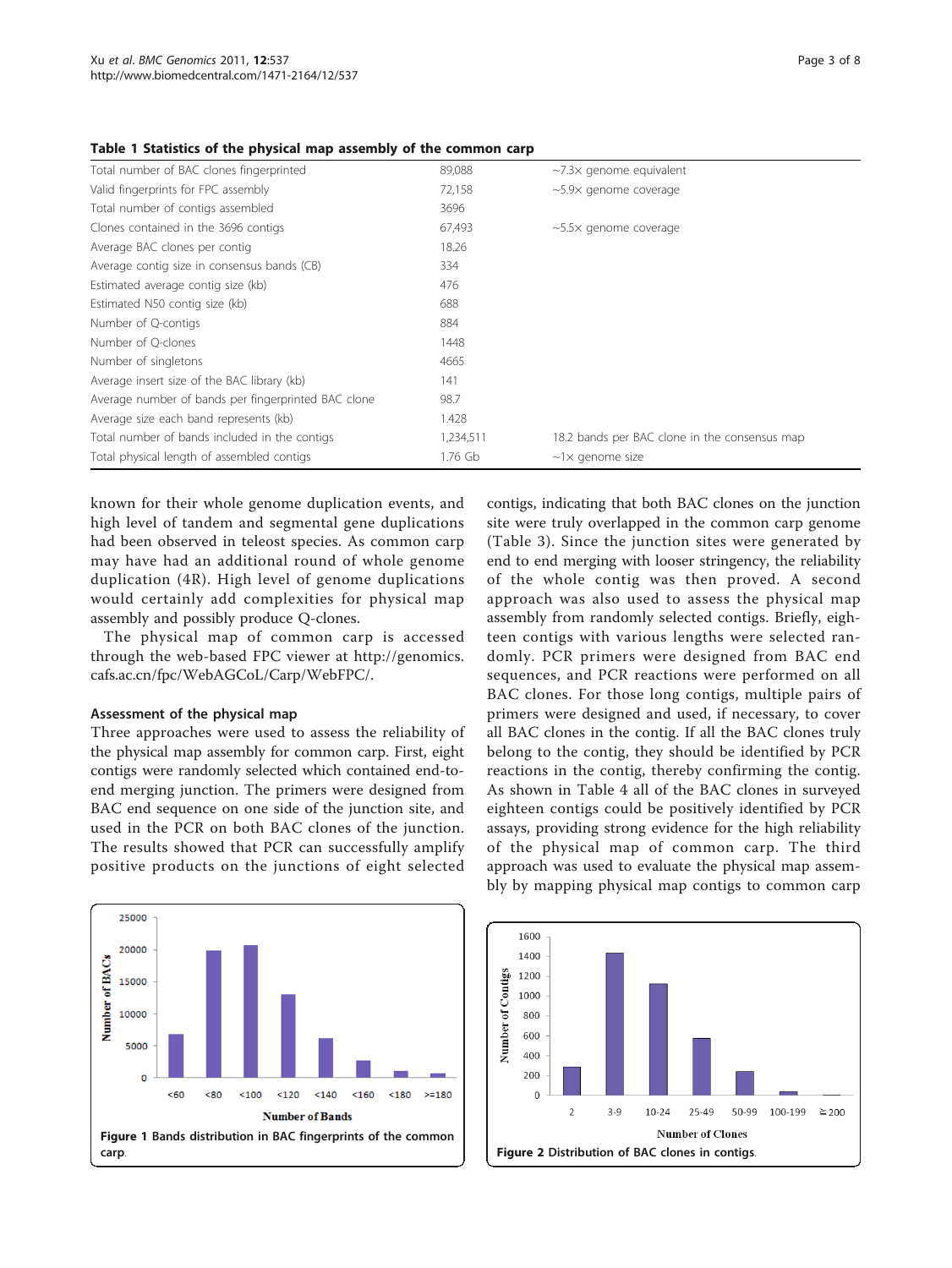**Table 1 Statistics of the physical map assembly of the common carp**

| | | |
|---|---|---|
| Total number of BAC clones fingerprinted | 89,088 | ~7.3× genome equivalent |
| Valid fingerprints for FPC assembly | 72,158 | ~5.9× genome coverage |
| Total number of contigs assembled | 3696 | |
| Clones contained in the 3696 contigs | 67,493 | ~5.5× genome coverage |
| Average BAC clones per contig | 18.26 | |
| Average contig size in consensus bands (CB) | 334 | |
| Estimated average contig size (kb) | 476 | |
| Estimated N50 contig size (kb) | 688 | |
| Number of Q-contigs | 884 | |
| Number of Q-clones | 1448 | |
| Number of singletons | 4665 | |
| Average insert size of the BAC library (kb) | 141 | |
| Average number of bands per fingerprinted BAC clone | 98.7 | |
| Average size each band represents (kb) | 1.428 | |
| Total number of bands included in the contigs | 1,234,511 | 18.2 bands per BAC clone in the consensus map |
| Total physical length of assembled contigs | 1.76 Gb | ~1× genome size |

known for their whole genome duplication events, and high level of tandem and segmental gene duplications had been observed in teleost species. As common carp may have had an additional round of whole genome duplication (4R). High level of genome duplications would certainly add complexities for physical map assembly and possibly produce Q-clones.

The physical map of common carp is accessed through the web-based FPC viewer at http://genomics.cafs.ac.cn/fpc/WebAGCoL/Carp/WebFPC/.

### Assessment of the physical map

Three approaches were used to assess the reliability of the physical map assembly for common carp. First, eight contigs were randomly selected which contained end-to-end merging junction. The primers were designed from BAC end sequence on one side of the junction site, and used in the PCR on both BAC clones of the junction. The results showed that PCR can successfully amplify positive products on the junctions of eight selected contigs, indicating that both BAC clones on the junction site were truly overlapped in the common carp genome (Table 3). Since the junction sites were generated by end to end merging with looser stringency, the reliability of the whole contig was then proved. A second approach was also used to assess the physical map assembly from randomly selected contigs. Briefly, eighteen contigs with various lengths were selected randomly. PCR primers were designed from BAC end sequences, and PCR reactions were performed on all BAC clones. For those long contigs, multiple pairs of primers were designed and used, if necessary, to cover all BAC clones in the contig. If all the BAC clones truly belong to the contig, they should be identified by PCR reactions in the contig, thereby confirming the contig. As shown in Table 4 all of the BAC clones in surveyed eighteen contigs could be positively identified by PCR assays, providing strong evidence for the high reliability of the physical map of common carp. The third approach was used to evaluate the physical map assembly by mapping physical map contigs to common carp

**Figure 1** Bands distribution in BAC fingerprints of the common carp.

**Figure 2** Distribution of BAC clones in contigs.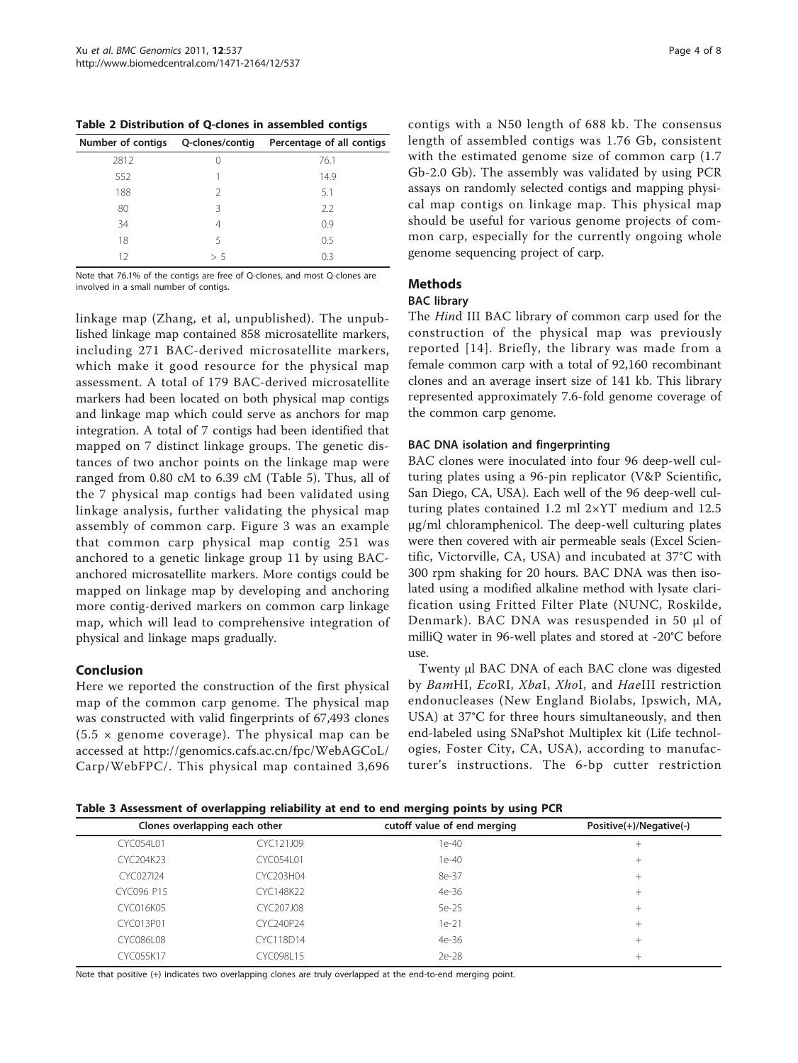**Table 2 Distribution of Q-clones in assembled contigs**

| Number of contigs | Q-clones/contig | Percentage of all contigs |
|---|---|---|
| 2812 | 0 | 76.1 |
| 552 | 1 | 14.9 |
| 188 | 2 | 5.1 |
| 80 | 3 | 2.2 |
| 34 | 4 | 0.9 |
| 18 | 5 | 0.5 |
| 12 | > 5 | 0.3 |

Note that 76.1% of the contigs are free of Q-clones, and most Q-clones are involved in a small number of contigs.

linkage map (Zhang, et al, unpublished). The unpublished linkage map contained 858 microsatellite markers, including 271 BAC-derived microsatellite markers, which make it good resource for the physical map assessment. A total of 179 BAC-derived microsatellite markers had been located on both physical map contigs and linkage map which could serve as anchors for map integration. A total of 7 contigs had been identified that mapped on 7 distinct linkage groups. The genetic distances of two anchor points on the linkage map were ranged from 0.80 cM to 6.39 cM (Table 5). Thus, all of the 7 physical map contigs had been validated using linkage analysis, further validating the physical map assembly of common carp. Figure 3 was an example that common carp physical map contig 251 was anchored to a genetic linkage group 11 by using BAC-anchored microsatellite markers. More contigs could be mapped on linkage map by developing and anchoring more contig-derived markers on common carp linkage map, which will lead to comprehensive integration of physical and linkage maps gradually.

## Conclusion

Here we reported the construction of the first physical map of the common carp genome. The physical map was constructed with valid fingerprints of 67,493 clones ($5.5 \times$ genome coverage). The physical map can be accessed at http://genomics.cafs.ac.cn/fpc/WebAGCoL/Carp/WebFPC/. This physical map contained 3,696 contigs with a N50 length of 688 kb. The consensus length of assembled contigs was 1.76 Gb, consistent with the estimated genome size of common carp (1.7 Gb-2.0 Gb). The assembly was validated by using PCR assays on randomly selected contigs and mapping physical map contigs on linkage map. This physical map should be useful for various genome projects of common carp, especially for the currently ongoing whole genome sequencing project of carp.

## Methods

### BAC library

The *Hin*d III BAC library of common carp used for the construction of the physical map was previously reported [14]. Briefly, the library was made from a female common carp with a total of 92,160 recombinant clones and an average insert size of 141 kb. This library represented approximately 7.6-fold genome coverage of the common carp genome.

### BAC DNA isolation and fingerprinting

BAC clones were inoculated into four 96 deep-well culturing plates using a 96-pin replicator (V&P Scientific, San Diego, CA, USA). Each well of the 96 deep-well culturing plates contained 1.2 ml 2×YT medium and 12.5 μg/ml chloramphenicol. The deep-well culturing plates were then covered with air permeable seals (Excel Scientific, Victorville, CA, USA) and incubated at 37°C with 300 rpm shaking for 20 hours. BAC DNA was then isolated using a modified alkaline method with lysate clarification using Fritted Filter Plate (NUNC, Roskilde, Denmark). BAC DNA was resuspended in 50 μl of milliQ water in 96-well plates and stored at -20°C before use.

Twenty μl BAC DNA of each BAC clone was digested by *Bam*HI, *Eco*RI, *Xba*I, *Xho*I, and *Hae*III restriction endonucleases (New England Biolabs, Ipswich, MA, USA) at 37°C for three hours simultaneously, and then end-labeled using SNaPshot Multiplex kit (Life technologies, Foster City, CA, USA), according to manufacturer's instructions. The 6-bp cutter restriction

**Table 3 Assessment of overlapping reliability at end to end merging points by using PCR**

| Clones overlapping each other | | cutoff value of end merging | Positive(+)/Negative(-) |
|---|---|---|---|
| CYC054L01 | CYC121J09 | 1e-40 | + |
| CYC204K23 | CYC054L01 | 1e-40 | + |
| CYC027I24 | CYC203H04 | 8e-37 | + |
| CYC096 P15 | CYC148K22 | 4e-36 | + |
| CYC016K05 | CYC207J08 | 5e-25 | + |
| CYC013P01 | CYC240P24 | 1e-21 | + |
| CYC086L08 | CYC118D14 | 4e-36 | + |
| CYC055K17 | CYC098L15 | 2e-28 | + |

Note that positive (+) indicates two overlapping clones are truly overlapped at the end-to-end merging point.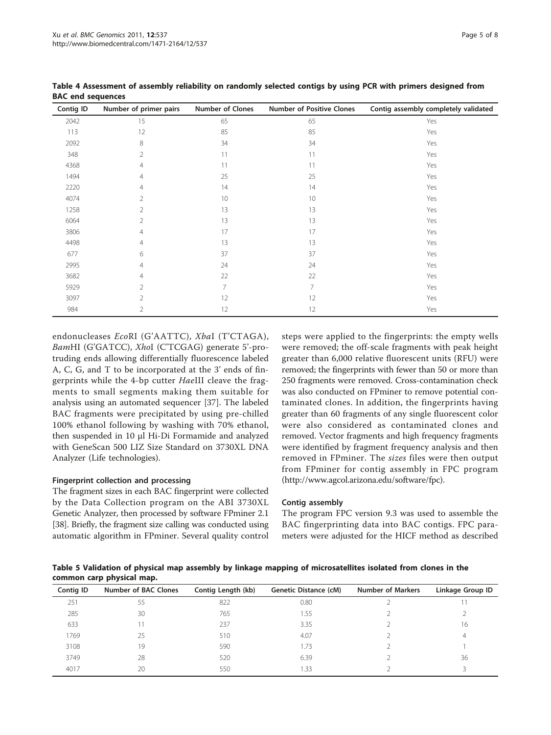**Table 4 Assessment of assembly reliability on randomly selected contigs by using PCR with primers designed from BAC end sequences**

| Contig ID | Number of primer pairs | Number of Clones | Number of Positive Clones | Contig assembly completely validated |
|---|---|---|---|---|
| 2042 | 15 | 65 | 65 | Yes |
| 113 | 12 | 85 | 85 | Yes |
| 2092 | 8 | 34 | 34 | Yes |
| 348 | 2 | 11 | 11 | Yes |
| 4368 | 4 | 11 | 11 | Yes |
| 1494 | 4 | 25 | 25 | Yes |
| 2220 | 4 | 14 | 14 | Yes |
| 4074 | 2 | 10 | 10 | Yes |
| 1258 | 2 | 13 | 13 | Yes |
| 6064 | 2 | 13 | 13 | Yes |
| 3806 | 4 | 17 | 17 | Yes |
| 4498 | 4 | 13 | 13 | Yes |
| 677 | 6 | 37 | 37 | Yes |
| 2995 | 4 | 24 | 24 | Yes |
| 3682 | 4 | 22 | 22 | Yes |
| 5929 | 2 | 7 | 7 | Yes |
| 3097 | 2 | 12 | 12 | Yes |
| 984 | 2 | 12 | 12 | Yes |

endonucleases *Eco*RI (G'AATTC), *Xba*I (T'CTAGA), *Bam*HI (G'GATCC), *Xho*I (C'TCGAG) generate 5'-protruding ends allowing differentially fluorescence labeled A, C, G, and T to be incorporated at the 3' ends of fingerprints while the 4-bp cutter *Hae*III cleave the fragments to small segments making them suitable for analysis using an automated sequencer [37]. The labeled BAC fragments were precipitated by using pre-chilled 100% ethanol following by washing with 70% ethanol, then suspended in 10 μl Hi-Di Formamide and analyzed with GeneScan 500 LIZ Size Standard on 3730XL DNA Analyzer (Life technologies).

### Fingerprint collection and processing

The fragment sizes in each BAC fingerprint were collected by the Data Collection program on the ABI 3730XL Genetic Analyzer, then processed by software FPminer 2.1 [38]. Briefly, the fragment size calling was conducted using automatic algorithm in FPminer. Several quality control steps were applied to the fingerprints: the empty wells were removed; the off-scale fragments with peak height greater than 6,000 relative fluorescent units (RFU) were removed; the fingerprints with fewer than 50 or more than 250 fragments were removed. Cross-contamination check was also conducted on FPminer to remove potential contaminated clones. In addition, the fingerprints having greater than 60 fragments of any single fluorescent color were also considered as contaminated clones and removed. Vector fragments and high frequency fragments were identified by fragment frequency analysis and then removed in FPminer. The *sizes* files were then output from FPminer for contig assembly in FPC program (http://www.agcol.arizona.edu/software/fpc).

### Contig assembly

The program FPC version 9.3 was used to assemble the BAC fingerprinting data into BAC contigs. FPC parameters were adjusted for the HICF method as described

**Table 5 Validation of physical map assembly by linkage mapping of microsatellites isolated from clones in the common carp physical map.**

| Contig ID | Number of BAC Clones | Contig Length (kb) | Genetic Distance (cM) | Number of Markers | Linkage Group ID |
|---|---|---|---|---|---|
| 251 | 55 | 822 | 0.80 | 2 | 11 |
| 285 | 30 | 765 | 1.55 | 2 | 2 |
| 633 | 11 | 237 | 3.35 | 2 | 16 |
| 1769 | 25 | 510 | 4.07 | 2 | 4 |
| 3108 | 19 | 590 | 1.73 | 2 | 1 |
| 3749 | 28 | 520 | 6.39 | 2 | 36 |
| 4017 | 20 | 550 | 1.33 | 2 | 3 |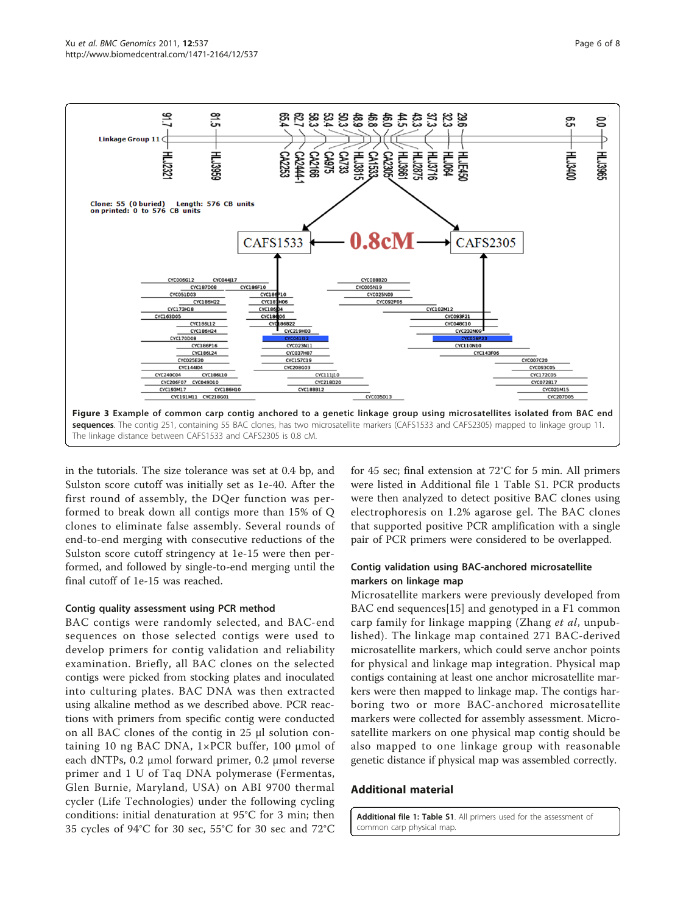**Figure 3 Example of common carp contig anchored to a genetic linkage group using microsatellites isolated from BAC end sequences**. The contig 251, containing 55 BAC clones, has two microsatellite markers (CAFS1533 and CAFS2305) mapped to linkage group 11. The linkage distance between CAFS1533 and CAFS2305 is 0.8 cM.

in the tutorials. The size tolerance was set at 0.4 bp, and Sulston score cutoff was initially set as 1e-40. After the first round of assembly, the DQer function was performed to break down all contigs more than 15% of Q clones to eliminate false assembly. Several rounds of end-to-end merging with consecutive reductions of the Sulston score cutoff stringency at 1e-15 were then performed, and followed by single-to-end merging until the final cutoff of 1e-15 was reached.

### Contig quality assessment using PCR method

BAC contigs were randomly selected, and BAC-end sequences on those selected contigs were used to develop primers for contig validation and reliability examination. Briefly, all BAC clones on the selected contigs were picked from stocking plates and inoculated into culturing plates. BAC DNA was then extracted using alkaline method as we described above. PCR reactions with primers from specific contig were conducted on all BAC clones of the contig in 25 μl solution containing 10 ng BAC DNA, 1×PCR buffer, 100 μmol of each dNTPs, 0.2 μmol forward primer, 0.2 μmol reverse primer and 1 U of Taq DNA polymerase (Fermentas, Glen Burnie, Maryland, USA) on ABI 9700 thermal cycler (Life Technologies) under the following cycling conditions: initial denaturation at 95°C for 3 min; then 35 cycles of 94°C for 30 sec, 55°C for 30 sec and 72°C for 45 sec; final extension at 72°C for 5 min. All primers were listed in Additional file 1 Table S1. PCR products were then analyzed to detect positive BAC clones using electrophoresis on 1.2% agarose gel. The BAC clones that supported positive PCR amplification with a single pair of PCR primers were considered to be overlapped.

### Contig validation using BAC-anchored microsatellite markers on linkage map

Microsatellite markers were previously developed from BAC end sequences[15] and genotyped in a F1 common carp family for linkage mapping (Zhang *et al*, unpublished). The linkage map contained 271 BAC-derived microsatellite markers, which could serve anchor points for physical and linkage map integration. Physical map contigs containing at least one anchor microsatellite markers were then mapped to linkage map. The contigs harboring two or more BAC-anchored microsatellite markers were collected for assembly assessment. Microsatellite markers on one physical map contig should be also mapped to one linkage group with reasonable genetic distance if physical map was assembled correctly.

## Additional material

**Additional file 1: Table S1.** All primers used for the assessment of common carp physical map.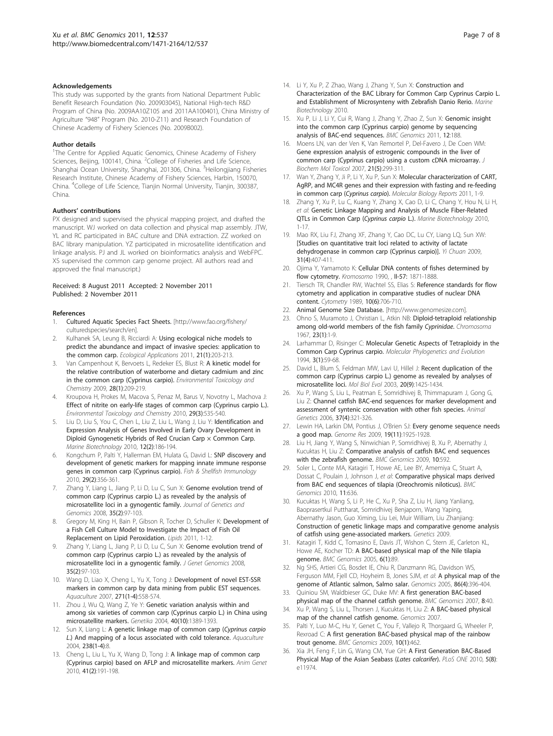#### Acknowledgements

This study was supported by the grants from National Department Public Benefit Research Foundation (No. 200903045), National High-tech R&D Program of China (No. 2009AA10Z105 and 2011AA100401), China Ministry of Agriculture "948" Program (No. 2010-Z11) and Research Foundation of Chinese Academy of Fishery Sciences (No. 2009B002).

#### Author details

[1]The Centre for Applied Aquatic Genomics, Chinese Academy of Fishery Sciences, Beijing, 100141, China. [2]College of Fisheries and Life Science, Shanghai Ocean University, Shanghai, 201306, China. [3]Heilongjiang Fisheries Research Institute, Chinese Academy of Fishery Sciences, Harbin, 150070, China. [4]College of Life Science, Tianjin Normal University, Tianjin, 300387, China.

#### Authors' contributions

PX designed and supervised the physical mapping project, and drafted the manuscript. WJ worked on data collection and physical map assembly. JTW, YL and RC participated in BAC culture and DNA extraction. ZZ worked on BAC library manipulation. YZ participated in microsatellite identification and linkage analysis. PJ and JL worked on bioinformatics analysis and WebFPC. XS supervised the common carp genome project. All authors read and approved the final manuscript.)

Received: 8 August 2011 Accepted: 2 November 2011
Published: 2 November 2011

#### References

1. Cultured Aquatic Species Fact Sheets. [http://www.fao.org/fishery/culturedspecies/search/en].
2. Kulhanek SA, Leung B, Ricciardi A: Using ecological niche models to predict the abundance and impact of invasive species: application to the common carp. *Ecological Applications* 2011, 21(1):203-213.
3. Van Campenhout K, Bervoets L, Redeker ES, Blust R: A kinetic model for the relative contribution of waterborne and dietary cadmium and zinc in the common carp (Cyprinus carpio). *Environmental Toxicology and Chemistry* 2009, 28(1):209-219.
4. Kroupova H, Prokes M, Macova S, Penaz M, Barus V, Novotny L, Machova J: Effect of nitrite on early-life stages of common carp (Cyprinus carpio L.). *Environmental Toxicology and Chemistry* 2010, 29(3):535-540.
5. Liu D, Liu S, You C, Chen L, Liu Z, Liu L, Wang J, Liu Y: Identification and Expression Analysis of Genes Involved in Early Ovary Development in Diploid Gynogenetic Hybrids of Red Crucian Carp × Common Carp. *Marine Biotechnology* 2010, 12(2):186-194.
6. Kongchum P, Palti Y, Hallerman EM, Hulata G, David L: SNP discovery and development of genetic markers for mapping innate immune response genes in common carp (Cyprinus carpio). *Fish & Shellfish Immunology* 2010, 29(2):356-361.
7. Zhang Y, Liang L, Jiang P, Li D, Lu C, Sun X: Genome evolution trend of common carp (Cyprinus carpio L.) as revealed by the analysis of microsatellite loci in a gynogentic family. *Journal of Genetics and Genomics* 2008, 35(2):97-103.
8. Gregory M, King H, Bain P, Gibson R, Tocher D, Schuller K: Development of a Fish Cell Culture Model to Investigate the Impact of Fish Oil Replacement on Lipid Peroxidation. *Lipids* 2011, 1-12.
9. Zhang Y, Liang L, Jiang P, Li D, Lu C, Sun X: Genome evolution trend of common carp (Cyprinus carpio L.) as revealed by the analysis of microsatellite loci in a gynogentic family. *J Genet Genomics* 2008, 35(2):97-103.
10. Wang D, Liao X, Cheng L, Yu X, Tong J: Development of novel EST-SSR markers in common carp by data mining from public EST sequences. *Aquaculture* 2007, 271(1-4):558-574.
11. Zhou J, Wu Q, Wang Z, Ye Y: Genetic variation analysis within and among six varieties of common carp (Cyprinus carpio L.) in China using microsatellite markers. *Genetika* 2004, 40(10):1389-1393.
12. Sun X, Liang L: A genetic linkage map of common carp (*Cyprinus carpio L.*) And mapping of a locus associated with cold tolerance. *Aquaculture* 2004, 238(1-4):8.
13. Cheng L, Liu L, Yu X, Wang D, Tong J: A linkage map of common carp (Cyprinus carpio) based on AFLP and microsatellite markers. *Anim Genet* 2010, 41(2):191-198.
14. Li Y, Xu P, Z Zhao, Wang J, Zhang Y, Sun X: Construction and Characterization of the BAC Library for Common Carp Cyprinus Carpio L. and Establishment of Microsynteny with Zebrafish Danio Rerio. *Marine Biotechnology* 2010.
15. Xu P, Li J, Li Y, Cui R, Wang J, Zhang Y, Zhao Z, Sun X: Genomic insight into the common carp (Cyprinus carpio) genome by sequencing analysis of BAC-end sequences. *BMC Genomics* 2011, 12:188.
16. Moens LN, van der Ven K, Van Remortel P, Del-Favero J, De Coen WM: Gene expression analysis of estrogenic compounds in the liver of common carp (Cyprinus carpio) using a custom cDNA microarray. *J Biochem Mol Toxicol* 2007, 21(5):299-311.
17. Wan Y, Zhang Y, Ji P, Li Y, Xu P, Sun X: Molecular characterization of CART, AgRP, and MC4R genes and their expression with fasting and re-feeding in common carp (*Cyprinus carpio*). *Molecular Biology Reports* 2011, 1-9.
18. Zhang Y, Xu P, Lu C, Kuang Y, Zhang X, Cao D, Li C, Chang Y, Hou N, Li H, *et al*: Genetic Linkage Mapping and Analysis of Muscle Fiber-Related QTLs in Common Carp (*Cyprinus carpio* L.). *Marine Biotechnology* 2010, 1-17.
19. Mao RX, Liu FJ, Zhang XF, Zhang Y, Cao DC, Lu CY, Liang LQ, Sun XW: [Studies on quantitative trait loci related to activity of lactate dehydrogenase in common carp (Cyprinus carpio)]. *Yi Chuan* 2009, 31(4):407-411.
20. Ojima Y, Yamamoto K: Cellular DNA contents of fishes determined by flow cytometry. *Kromosomo* 1990, , II-57: 1871-1888.
21. Tiersch TR, Chandler RW, Wachtel SS, Elias S: Reference standards for flow cytometry and application in comparative studies of nuclear DNA content. *Cytometry* 1989, 10(6):706-710.
22. Animal Genome Size Database. [http://www.genomesize.com].
23. Ohno S, Muramoto J, Christian L, Atkin NB: Diploid-tetraploid relationship among old-world members of the fish family *Cyprinidae*. *Chromosoma* 1967, 23(1):1-9.
24. Larhammar D, Risinger C: Molecular Genetic Aspects of Tetraploidy in the Common Carp Cyprinus carpio. *Molecular Phylogenetics and Evolution* 1994, 3(1):59-68.
25. David L, Blum S, Feldman MW, Lavi U, Hillel J: Recent duplication of the common carp (Cyprinus carpio L.) genome as revealed by analyses of microsatellite loci. *Mol Biol Evol* 2003, 20(9):1425-1434.
26. Xu P, Wang S, Liu L, Peatman E, Somridhivej B, Thimmapuram J, Gong G, Liu Z: Channel catfish BAC-end sequences for marker development and assessment of syntenic conservation with other fish species. *Animal Genetics* 2006, 37(4):321-326.
27. Lewin HA, Larkin DM, Pontius J, O'Brien SJ: Every genome sequence needs a good map. *Genome Res* 2009, 19(11):1925-1928.
28. Liu H, Jiang Y, Wang S, Ninwichian P, Somridhivej B, Xu P, Abernathy J, Kucuktas H, Liu Z: Comparative analysis of catfish BAC end sequences with the zebrafish genome. *BMC Genomics* 2009, 10:592.
29. Soler L, Conte MA, Katagiri T, Howe AE, Lee BY, Amemiya C, Stuart A, Dossat C, Poulain J, Johnson J, *et al*: Comparative physical maps derived from BAC end sequences of tilapia (Oreochromis niloticus). *BMC Genomics* 2010, 11:636.
30. Kucuktas H, Wang S, Li P, He C, Xu P, Sha Z, Liu H, Jiang Yanliang, Baoprasertkul Puttharat, Somridhivej Benjaporn, Wang Yaping, Abernathy Jason, Guo Ximing, Liu Lei, Muir William, Liu Zhanjiang: Construction of genetic linkage maps and comparative genome analysis of catfish using gene-associated markers. *Genetics* 2009.
31. Katagiri T, Kidd C, Tomasino E, Davis JT, Wishon C, Stern JE, Carleton KL, Howe AE, Kocher TD: A BAC-based physical map of the Nile tilapia genome. *BMC Genomics* 2005, 6(1):89.
32. Ng SHS, Artieri CG, Bosdet IE, Chiu R, Danzmann RG, Davidson WS, Ferguson MM, Fjell CD, Hoyheim B, Jones SJM, *et al*: A physical map of the genome of Atlantic salmon, Salmo salar. *Genomics* 2005, 86(4):396-404.
33. Quiniou SM, Waldbieser GC, Duke MV: A first generation BAC-based physical map of the channel catfish genome. *BMC Genomics* 2007, 8:40.
34. Xu P, Wang S, Liu L, Thorsen J, Kucuktas H, Liu Z: A BAC-based physical map of the channel catfish genome. *Genomics* 2007.
35. Palti Y, Luo M-C, Hu Y, Genet C, You F, Vallejo R, Thorgaard G, Wheeler P, Rexroad C: A first generation BAC-based physical map of the rainbow trout genome. *BMC Genomics* 2009, 10(1):462.
36. Xia JH, Feng F, Lin G, Wang CM, Yue GH: A First Generation BAC-Based Physical Map of the Asian Seabass (*Lates calcarifer*). *PLoS ONE* 2010, 5(8): e11974.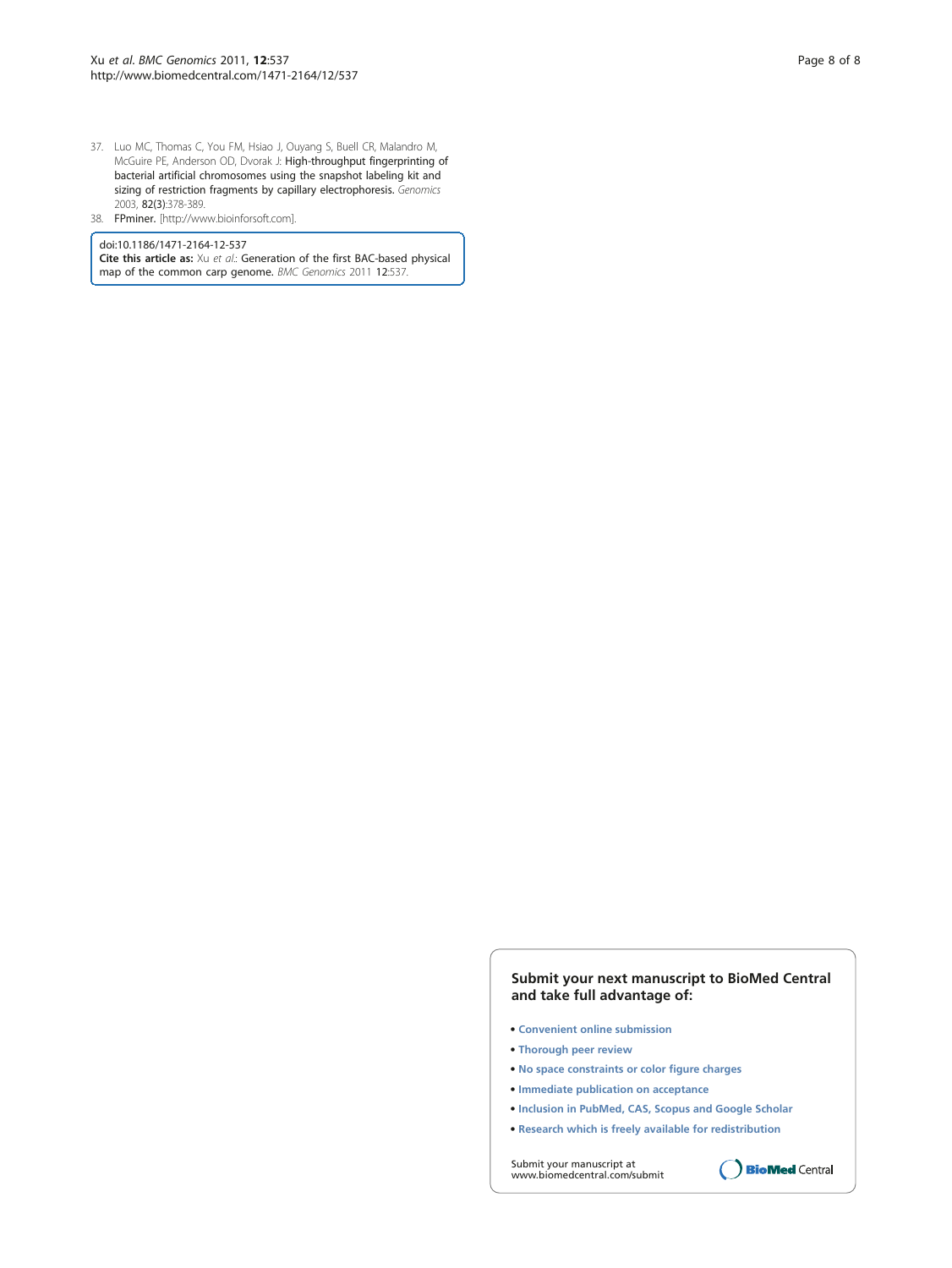37. Luo MC, Thomas C, You FM, Hsiao J, Ouyang S, Buell CR, Malandro M, McGuire PE, Anderson OD, Dvorak J: **High-throughput fingerprinting of bacterial artificial chromosomes using the snapshot labeling kit and sizing of restriction fragments by capillary electrophoresis.** *Genomics* 2003, **82(3)**:378-389.
38. **FPminer.** [http://www.bioinforsoft.com].

doi:10.1186/1471-2164-12-537
**Cite this article as:** Xu *et al.*: Generation of the first BAC-based physical map of the common carp genome. *BMC Genomics* 2011 **12**:537.

**Submit your next manuscript to BioMed Central and take full advantage of:**

- **Convenient online submission**
- **Thorough peer review**
- **No space constraints or color figure charges**
- **Immediate publication on acceptance**
- **Inclusion in PubMed, CAS, Scopus and Google Scholar**
- **Research which is freely available for redistribution**

Submit your manuscript at
www.biomedcentral.com/submit

BioMed Central